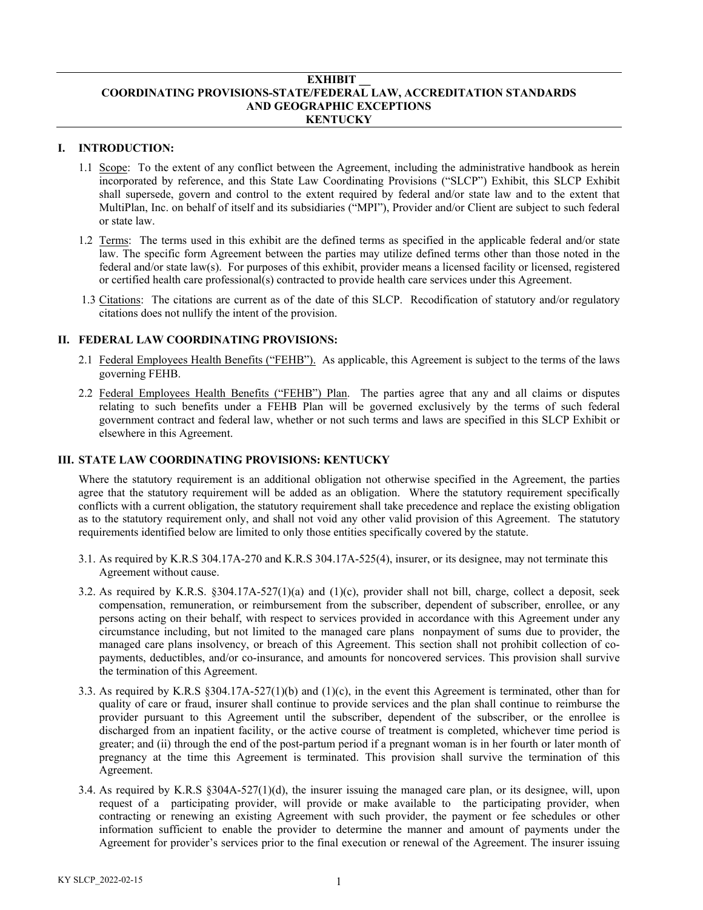# EXHIBIT __
# COORDINATING PROVISIONS-STATE/FEDERAL LAW, ACCREDITATION STANDARDS AND GEOGRAPHIC EXCEPTIONS
# KENTUCKY

## I. INTRODUCTION:

1.1 Scope: To the extent of any conflict between the Agreement, including the administrative handbook as herein incorporated by reference, and this State Law Coordinating Provisions ("SLCP") Exhibit, this SLCP Exhibit shall supersede, govern and control to the extent required by federal and/or state law and to the extent that MultiPlan, Inc. on behalf of itself and its subsidiaries ("MPI"), Provider and/or Client are subject to such federal or state law.

1.2 Terms: The terms used in this exhibit are the defined terms as specified in the applicable federal and/or state law. The specific form Agreement between the parties may utilize defined terms other than those noted in the federal and/or state law(s). For purposes of this exhibit, provider means a licensed facility or licensed, registered or certified health care professional(s) contracted to provide health care services under this Agreement.

1.3 Citations: The citations are current as of the date of this SLCP. Recodification of statutory and/or regulatory citations does not nullify the intent of the provision.

## II. FEDERAL LAW COORDINATING PROVISIONS:

2.1 Federal Employees Health Benefits ("FEHB"). As applicable, this Agreement is subject to the terms of the laws governing FEHB.

2.2 Federal Employees Health Benefits ("FEHB") Plan. The parties agree that any and all claims or disputes relating to such benefits under a FEHB Plan will be governed exclusively by the terms of such federal government contract and federal law, whether or not such terms and laws are specified in this SLCP Exhibit or elsewhere in this Agreement.

## III. STATE LAW COORDINATING PROVISIONS: KENTUCKY

Where the statutory requirement is an additional obligation not otherwise specified in the Agreement, the parties agree that the statutory requirement will be added as an obligation. Where the statutory requirement specifically conflicts with a current obligation, the statutory requirement shall take precedence and replace the existing obligation as to the statutory requirement only, and shall not void any other valid provision of this Agreement. The statutory requirements identified below are limited to only those entities specifically covered by the statute.

3.1. As required by K.R.S 304.17A-270 and K.R.S 304.17A-525(4), insurer, or its designee, may not terminate this Agreement without cause.

3.2. As required by K.R.S. §304.17A-527(1)(a) and (1)(c), provider shall not bill, charge, collect a deposit, seek compensation, remuneration, or reimbursement from the subscriber, dependent of subscriber, enrollee, or any persons acting on their behalf, with respect to services provided in accordance with this Agreement under any circumstance including, but not limited to the managed care plans nonpayment of sums due to provider, the managed care plans insolvency, or breach of this Agreement. This section shall not prohibit collection of co-payments, deductibles, and/or co-insurance, and amounts for noncovered services. This provision shall survive the termination of this Agreement.

3.3. As required by K.R.S §304.17A-527(1)(b) and (1)(c), in the event this Agreement is terminated, other than for quality of care or fraud, insurer shall continue to provide services and the plan shall continue to reimburse the provider pursuant to this Agreement until the subscriber, dependent of the subscriber, or the enrollee is discharged from an inpatient facility, or the active course of treatment is completed, whichever time period is greater; and (ii) through the end of the post-partum period if a pregnant woman is in her fourth or later month of pregnancy at the time this Agreement is terminated. This provision shall survive the termination of this Agreement.

3.4. As required by K.R.S §304A-527(1)(d), the insurer issuing the managed care plan, or its designee, will, upon request of a participating provider, will provide or make available to the participating provider, when contracting or renewing an existing Agreement with such provider, the payment or fee schedules or other information sufficient to enable the provider to determine the manner and amount of payments under the Agreement for provider's services prior to the final execution or renewal of the Agreement. The insurer issuing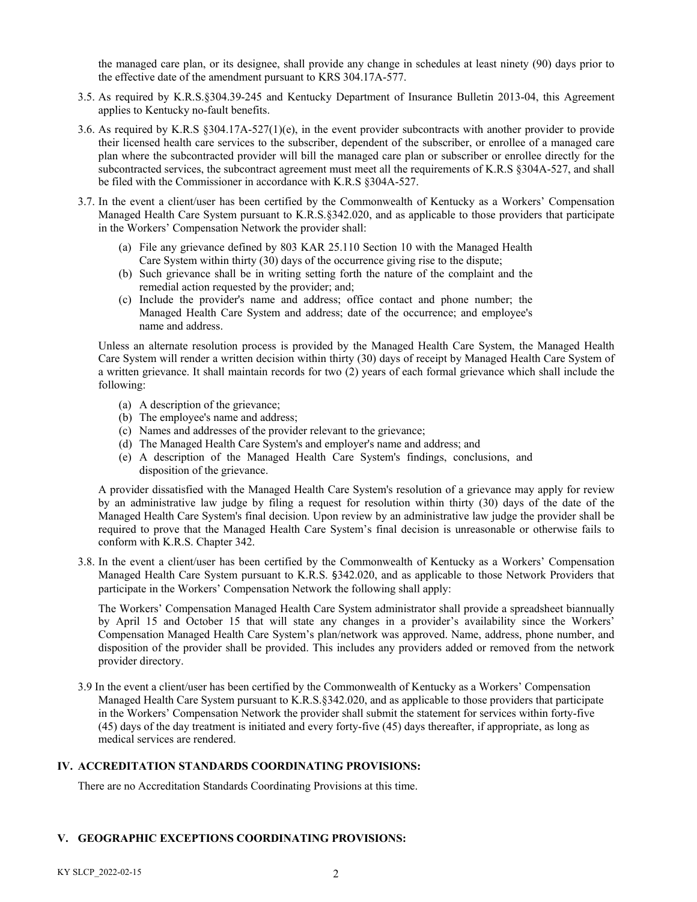the managed care plan, or its designee, shall provide any change in schedules at least ninety (90) days prior to the effective date of the amendment pursuant to KRS 304.17A-577.

3.5. As required by K.R.S.§304.39-245 and Kentucky Department of Insurance Bulletin 2013-04, this Agreement applies to Kentucky no-fault benefits.

3.6. As required by K.R.S §304.17A-527(1)(e), in the event provider subcontracts with another provider to provide their licensed health care services to the subscriber, dependent of the subscriber, or enrollee of a managed care plan where the subcontracted provider will bill the managed care plan or subscriber or enrollee directly for the subcontracted services, the subcontract agreement must meet all the requirements of K.R.S §304A-527, and shall be filed with the Commissioner in accordance with K.R.S §304A-527.

3.7. In the event a client/user has been certified by the Commonwealth of Kentucky as a Workers' Compensation Managed Health Care System pursuant to K.R.S.§342.020, and as applicable to those providers that participate in the Workers' Compensation Network the provider shall:

(a) File any grievance defined by 803 KAR 25.110 Section 10 with the Managed Health Care System within thirty (30) days of the occurrence giving rise to the dispute;
(b) Such grievance shall be in writing setting forth the nature of the complaint and the remedial action requested by the provider; and;
(c) Include the provider's name and address; office contact and phone number; the Managed Health Care System and address; date of the occurrence; and employee's name and address.

Unless an alternate resolution process is provided by the Managed Health Care System, the Managed Health Care System will render a written decision within thirty (30) days of receipt by Managed Health Care System of a written grievance. It shall maintain records for two (2) years of each formal grievance which shall include the following:

(a) A description of the grievance;
(b) The employee's name and address;
(c) Names and addresses of the provider relevant to the grievance;
(d) The Managed Health Care System's and employer's name and address; and
(e) A description of the Managed Health Care System's findings, conclusions, and disposition of the grievance.

A provider dissatisfied with the Managed Health Care System's resolution of a grievance may apply for review by an administrative law judge by filing a request for resolution within thirty (30) days of the date of the Managed Health Care System's final decision. Upon review by an administrative law judge the provider shall be required to prove that the Managed Health Care System's final decision is unreasonable or otherwise fails to conform with K.R.S. Chapter 342.

3.8. In the event a client/user has been certified by the Commonwealth of Kentucky as a Workers' Compensation Managed Health Care System pursuant to K.R.S. §342.020, and as applicable to those Network Providers that participate in the Workers' Compensation Network the following shall apply:

The Workers' Compensation Managed Health Care System administrator shall provide a spreadsheet biannually by April 15 and October 15 that will state any changes in a provider's availability since the Workers' Compensation Managed Health Care System's plan/network was approved. Name, address, phone number, and disposition of the provider shall be provided. This includes any providers added or removed from the network provider directory.

3.9 In the event a client/user has been certified by the Commonwealth of Kentucky as a Workers' Compensation Managed Health Care System pursuant to K.R.S.§342.020, and as applicable to those providers that participate in the Workers' Compensation Network the provider shall submit the statement for services within forty-five (45) days of the day treatment is initiated and every forty-five (45) days thereafter, if appropriate, as long as medical services are rendered.

## IV. ACCREDITATION STANDARDS COORDINATING PROVISIONS:

There are no Accreditation Standards Coordinating Provisions at this time.

## V. GEOGRAPHIC EXCEPTIONS COORDINATING PROVISIONS: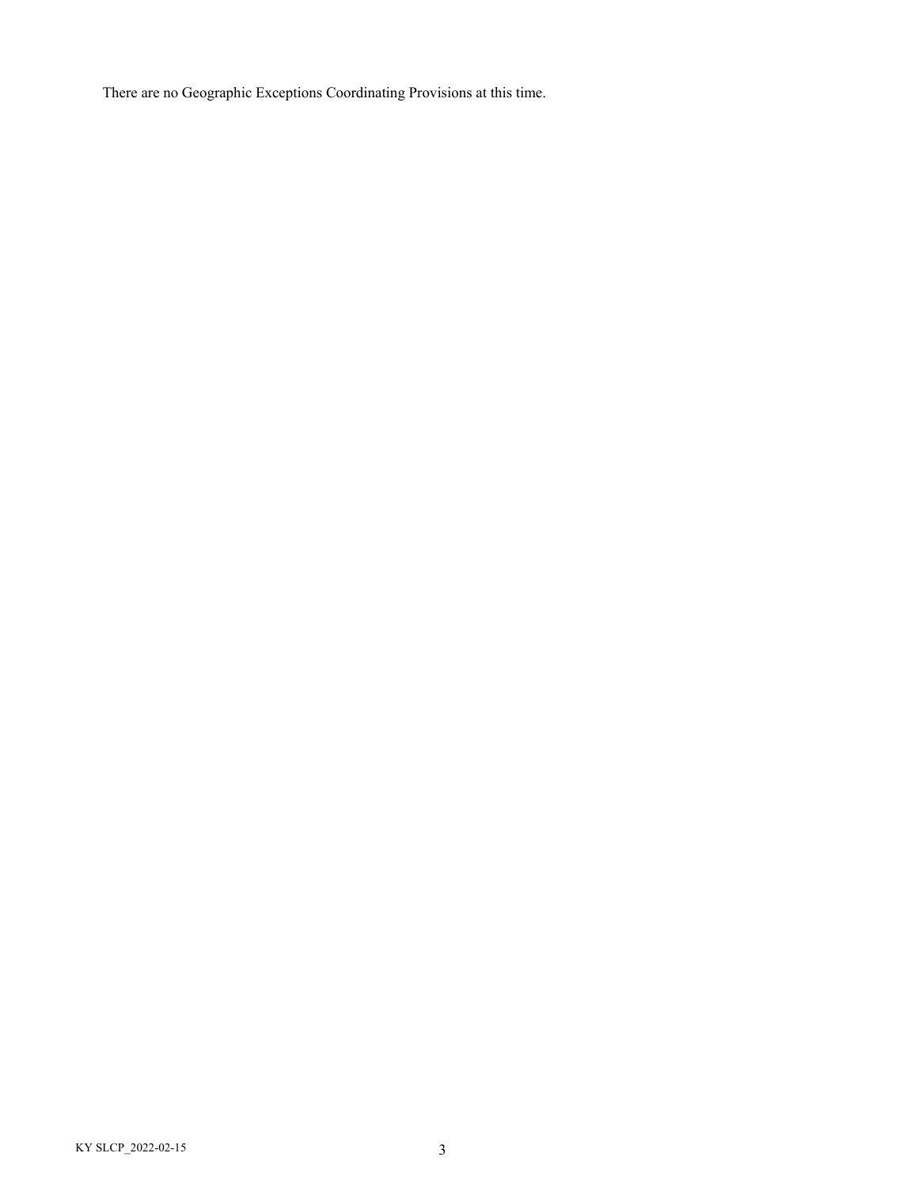There are no Geographic Exceptions Coordinating Provisions at this time.